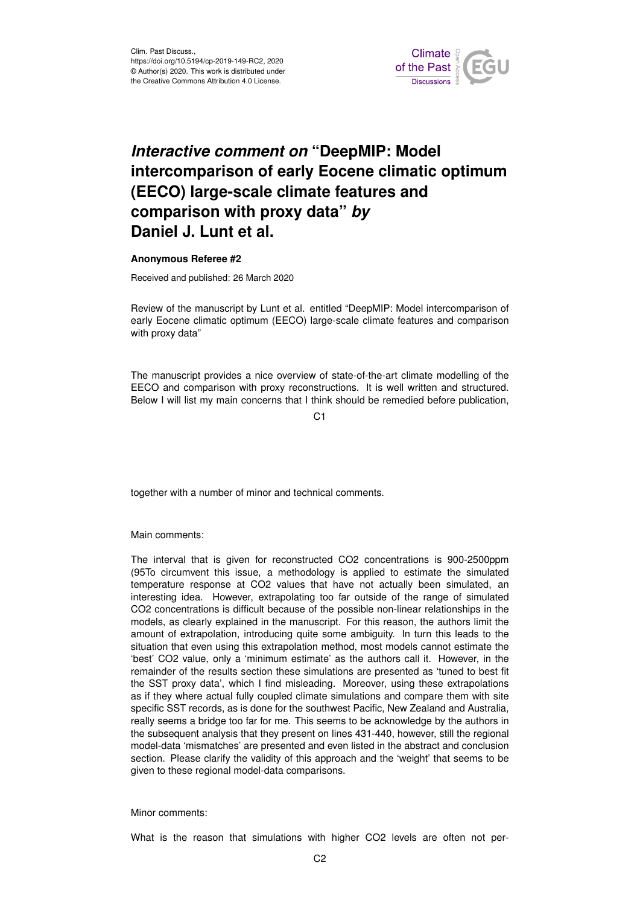Clim. Past Discuss.,
https://doi.org/10.5194/cp-2019-149-RC2, 2020
© Author(s) 2020. This work is distributed under
the Creative Commons Attribution 4.0 License.

# *Interactive comment on* "DeepMIP: Model intercomparison of early Eocene climatic optimum (EECO) large-scale climate features and comparison with proxy data" *by* Daniel J. Lunt et al.

**Anonymous Referee #2**

Received and published: 26 March 2020

Review of the manuscript by Lunt et al. entitled "DeepMIP: Model intercomparison of early Eocene climatic optimum (EECO) large-scale climate features and comparison with proxy data"

The manuscript provides a nice overview of state-of-the-art climate modelling of the EECO and comparison with proxy reconstructions. It is well written and structured. Below I will list my main concerns that I think should be remedied before publication, together with a number of minor and technical comments.

Main comments:

The interval that is given for reconstructed $CO_2$ concentrations is 900-2500ppm (95To circumvent this issue, a methodology is applied to estimate the simulated temperature response at $CO_2$ values that have not actually been simulated, an interesting idea. However, extrapolating too far outside of the range of simulated $CO_2$ concentrations is difficult because of the possible non-linear relationships in the models, as clearly explained in the manuscript. For this reason, the authors limit the amount of extrapolation, introducing quite some ambiguity. In turn this leads to the situation that even using this extrapolation method, most models cannot estimate the 'best' $CO_2$ value, only a 'minimum estimate' as the authors call it. However, in the remainder of the results section these simulations are presented as 'tuned to best fit the SST proxy data', which I find misleading. Moreover, using these extrapolations as if they where actual fully coupled climate simulations and compare them with site specific SST records, as is done for the southwest Pacific, New Zealand and Australia, really seems a bridge too far for me. This seems to be acknowledge by the authors in the subsequent analysis that they present on lines 431-440, however, still the regional model-data 'mismatches' are presented and even listed in the abstract and conclusion section. Please clarify the validity of this approach and the 'weight' that seems to be given to these regional model-data comparisons.

Minor comments:

What is the reason that simulations with higher $CO_2$ levels are often not per-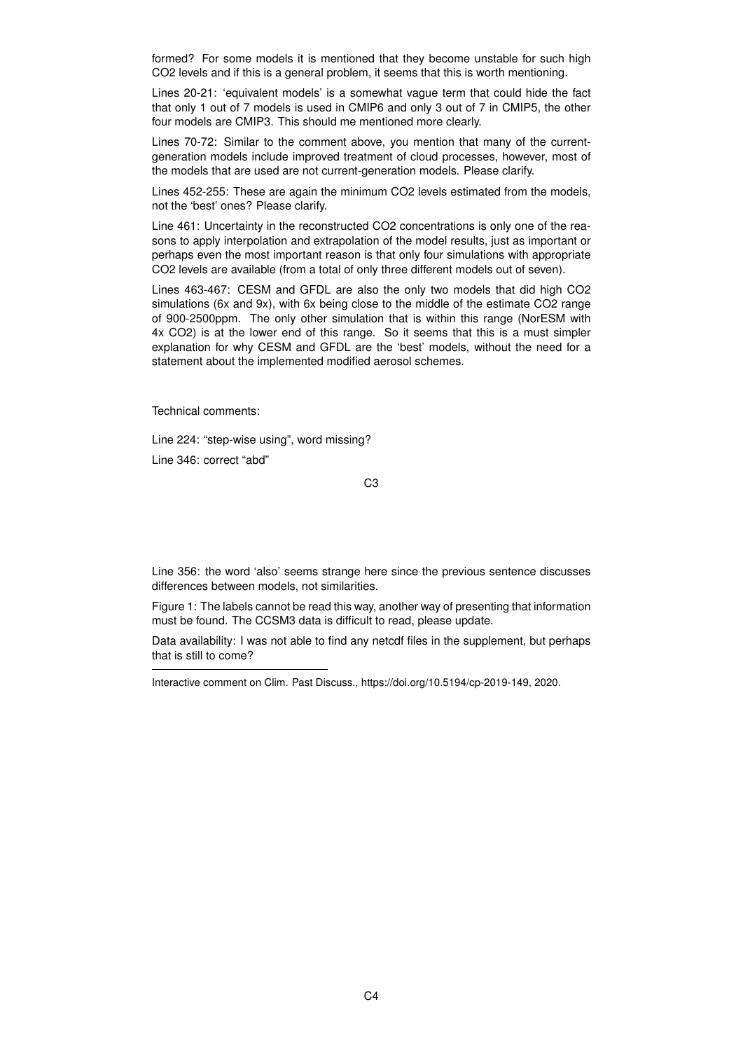formed? For some models it is mentioned that they become unstable for such high $CO_2$ levels and if this is a general problem, it seems that this is worth mentioning.

Lines 20-21: 'equivalent models' is a somewhat vague term that could hide the fact that only 1 out of 7 models is used in CMIP6 and only 3 out of 7 in CMIP5, the other four models are CMIP3. This should me mentioned more clearly.

Lines 70-72: Similar to the comment above, you mention that many of the current-generation models include improved treatment of cloud processes, however, most of the models that are used are not current-generation models. Please clarify.

Lines 452-255: These are again the minimum $CO_2$ levels estimated from the models, not the 'best' ones? Please clarify.

Line 461: Uncertainty in the reconstructed $CO_2$ concentrations is only one of the reasons to apply interpolation and extrapolation of the model results, just as important or perhaps even the most important reason is that only four simulations with appropriate $CO_2$ levels are available (from a total of only three different models out of seven).

Lines 463-467: CESM and GFDL are also the only two models that did high $CO_2$ simulations (6x and 9x), with 6x being close to the middle of the estimate $CO_2$ range of 900-2500ppm. The only other simulation that is within this range (NorESM with 4x $CO_2$) is at the lower end of this range. So it seems that this is a must simpler explanation for why CESM and GFDL are the 'best' models, without the need for a statement about the implemented modified aerosol schemes.

Technical comments:

Line 224: "step-wise using", word missing?

Line 346: correct "abd"

Line 356: the word 'also' seems strange here since the previous sentence discusses differences between models, not similarities.

Figure 1: The labels cannot be read this way, another way of presenting that information must be found. The CCSM3 data is difficult to read, please update.

Data availability: I was not able to find any netcdf files in the supplement, but perhaps that is still to come?

---

Interactive comment on Clim. Past Discuss., https://doi.org/10.5194/cp-2019-149, 2020.